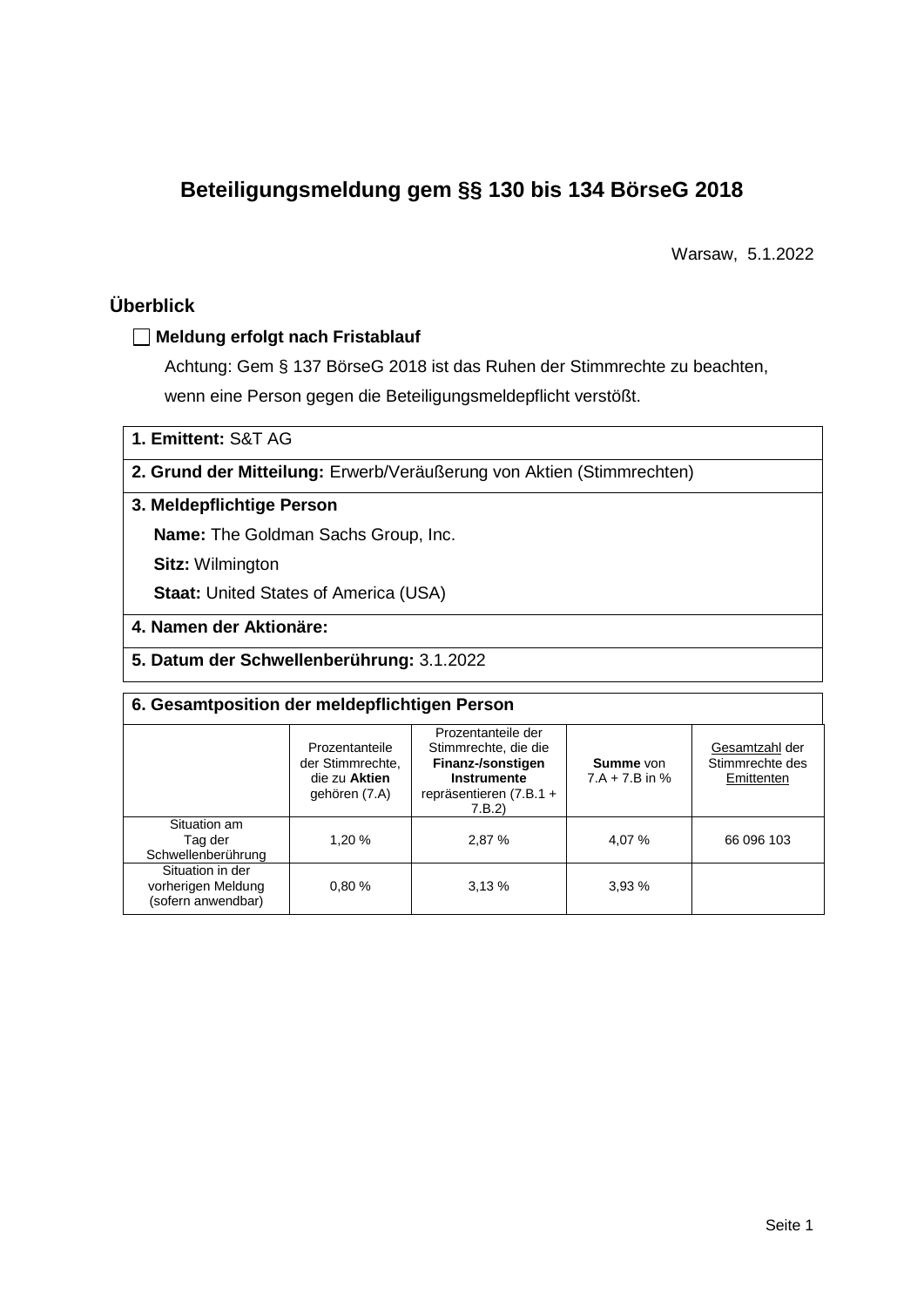# Beteiligungsmeldung gem §§ 130 bis 134 BörseG 2018

Warsaw, 5.1.2022

## Überblick

☐ **Meldung erfolgt nach Fristablauf**

Achtung: Gem § 137 BörseG 2018 ist das Ruhen der Stimmrechte zu beachten, wenn eine Person gegen die Beteiligungsmeldepflicht verstößt.

**1. Emittent:** S&T AG

**2. Grund der Mitteilung:** Erwerb/Veräußerung von Aktien (Stimmrechten)

**3. Meldepflichtige Person**

**Name:** The Goldman Sachs Group, Inc.

**Sitz:** Wilmington

**Staat:** United States of America (USA)

**4. Namen der Aktionäre:**

**5. Datum der Schwellenberührung:** 3.1.2022

**6. Gesamtposition der meldepflichtigen Person**

| | Prozentanteile der Stimmrechte, die zu **Aktien** gehören (7.A) | Prozentanteile der Stimmrechte, die die **Finanz-/sonstigen Instrumente** repräsentieren (7.B.1 + 7.B.2) | **Summe** von 7.A + 7.B in % | Gesamtzahl der Stimmrechte des Emittenten |
|---|---|---|---|---|
| Situation am Tag der Schwellenberührung | 1,20 % | 2,87 % | 4,07 % | 66 096 103 |
| Situation in der vorherigen Meldung (sofern anwendbar) | 0,80 % | 3,13 % | 3,93 % | |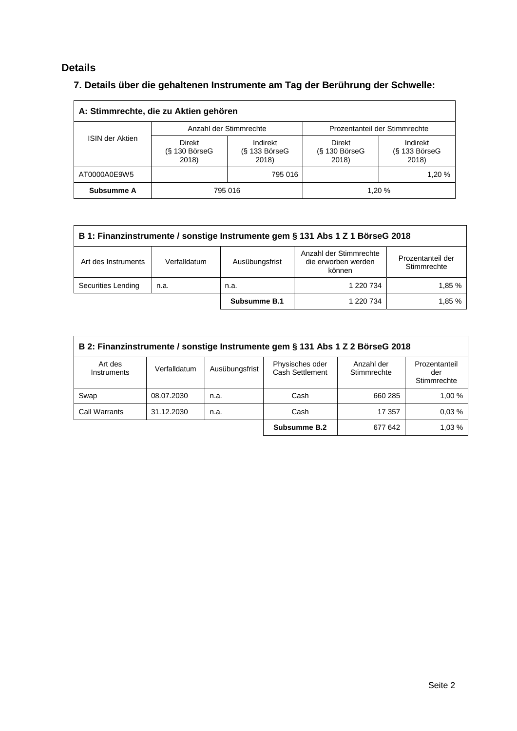## Details

### 7. Details über die gehaltenen Instrumente am Tag der Berührung der Schwelle:

| A: Stimmrechte, die zu Aktien gehören | | | | |
|---|---|---|---|---|
| ISIN der Aktien | Anzahl der Stimmrechte | | Prozentanteil der Stimmrechte | |
| | Direkt (§ 130 BörseG 2018) | Indirekt (§ 133 BörseG 2018) | Direkt (§ 130 BörseG 2018) | Indirekt (§ 133 BörseG 2018) |
| AT0000A0E9W5 | | 795 016 | | 1,20 % |
| **Subsumme A** | 795 016 | | 1,20 % | |

| B 1: Finanzinstrumente / sonstige Instrumente gem § 131 Abs 1 Z 1 BörseG 2018 | | | | |
|---|---|---|---|---|
| Art des Instruments | Verfalldatum | Ausübungsfrist | Anzahl der Stimmrechte die erworben werden können | Prozentanteil der Stimmrechte |
| Securities Lending | n.a. | n.a. | 1 220 734 | 1,85 % |
| | | **Subsumme B.1** | 1 220 734 | 1,85 % |

| B 2: Finanzinstrumente / sonstige Instrumente gem § 131 Abs 1 Z 2 BörseG 2018 | | | | | |
|---|---|---|---|---|---|
| Art des Instruments | Verfalldatum | Ausübungsfrist | Physisches oder Cash Settlement | Anzahl der Stimmrechte | Prozentanteil der Stimmrechte |
| Swap | 08.07.2030 | n.a. | Cash | 660 285 | 1,00 % |
| Call Warrants | 31.12.2030 | n.a. | Cash | 17 357 | 0,03 % |
| | | | **Subsumme B.2** | 677 642 | 1,03 % |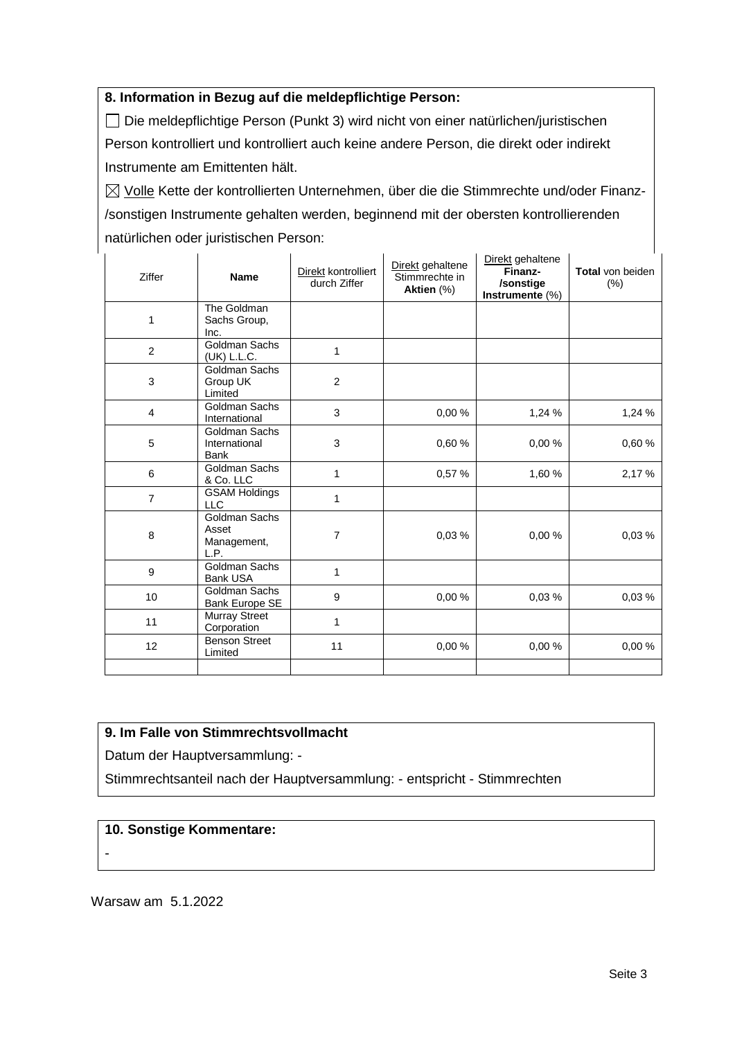**8. Information in Bezug auf die meldepflichtige Person:**

☐ Die meldepflichtige Person (Punkt 3) wird nicht von einer natürlichen/juristischen Person kontrolliert und kontrolliert auch keine andere Person, die direkt oder indirekt Instrumente am Emittenten hält.

☒ Volle Kette der kontrollierten Unternehmen, über die die Stimmrechte und/oder Finanz-/sonstigen Instrumente gehalten werden, beginnend mit der obersten kontrollierenden natürlichen oder juristischen Person:

| Ziffer | Name | Direkt kontrolliert durch Ziffer | Direkt gehaltene Stimmrechte in **Aktien** (%) | Direkt gehaltene **Finanz-/sonstige Instrumente** (%) | **Total** von beiden (%) |
|---|---|---|---|---|---|
| 1 | The Goldman Sachs Group, Inc. | | | | |
| 2 | Goldman Sachs (UK) L.L.C. | 1 | | | |
| 3 | Goldman Sachs Group UK Limited | 2 | | | |
| 4 | Goldman Sachs International | 3 | 0,00 % | 1,24 % | 1,24 % |
| 5 | Goldman Sachs International Bank | 3 | 0,60 % | 0,00 % | 0,60 % |
| 6 | Goldman Sachs & Co. LLC | 1 | 0,57 % | 1,60 % | 2,17 % |
| 7 | GSAM Holdings LLC | 1 | | | |
| 8 | Goldman Sachs Asset Management, L.P. | 7 | 0,03 % | 0,00 % | 0,03 % |
| 9 | Goldman Sachs Bank USA | 1 | | | |
| 10 | Goldman Sachs Bank Europe SE | 9 | 0,00 % | 0,03 % | 0,03 % |
| 11 | Murray Street Corporation | 1 | | | |
| 12 | Benson Street Limited | 11 | 0,00 % | 0,00 % | 0,00 % |
| | | | | | |

**9. Im Falle von Stimmrechtsvollmacht**

Datum der Hauptversammlung: -

Stimmrechtsanteil nach der Hauptversammlung: - entspricht - Stimmrechten

**10. Sonstige Kommentare:**

-

Warsaw am 5.1.2022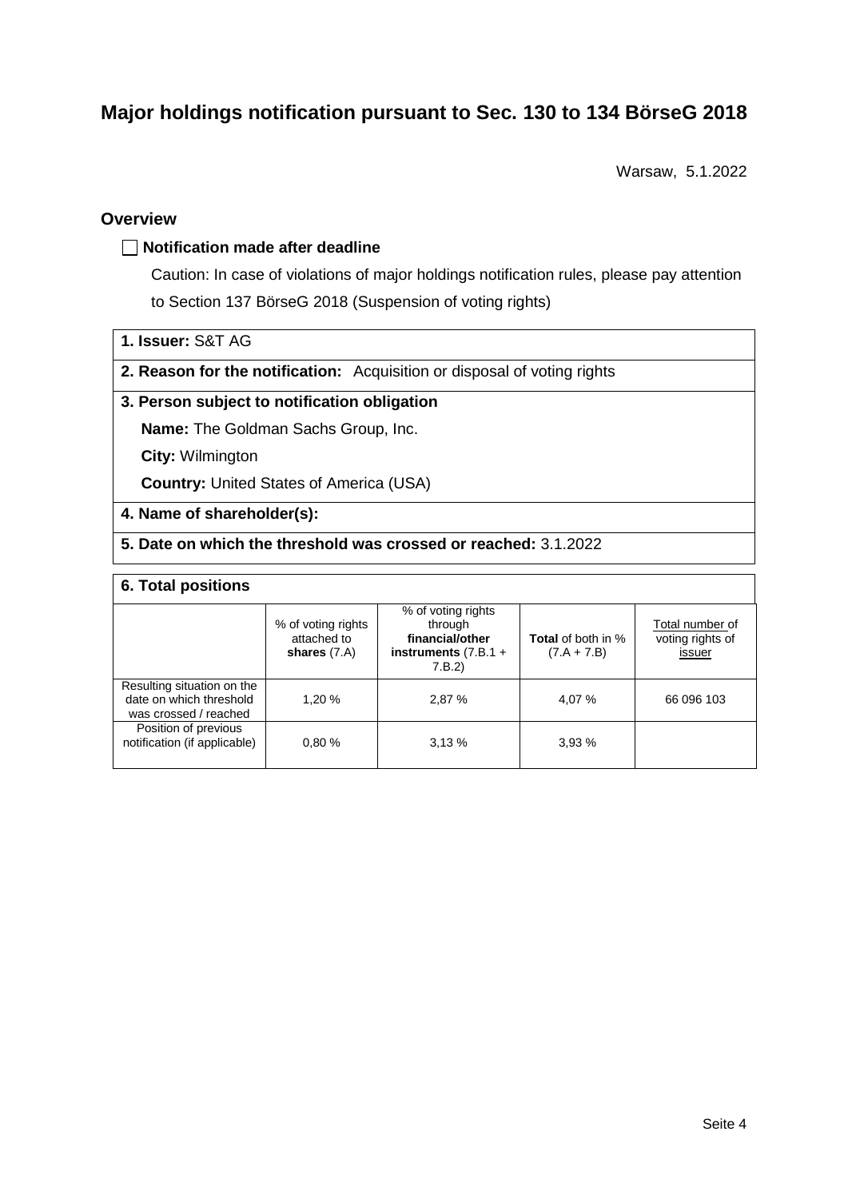# Major holdings notification pursuant to Sec. 130 to 134 BörseG 2018

Warsaw, 5.1.2022

## Overview

☐ **Notification made after deadline**

Caution: In case of violations of major holdings notification rules, please pay attention to Section 137 BörseG 2018 (Suspension of voting rights)

**1. Issuer:** S&T AG

**2. Reason for the notification:** Acquisition or disposal of voting rights

**3. Person subject to notification obligation**

**Name:** The Goldman Sachs Group, Inc.

**City:** Wilmington

**Country:** United States of America (USA)

**4. Name of shareholder(s):**

**5. Date on which the threshold was crossed or reached:** 3.1.2022

**6. Total positions**

| | % of voting rights attached to **shares** (7.A) | % of voting rights through **financial/other instruments** (7.B.1 + 7.B.2) | **Total** of both in % (7.A + 7.B) | Total number of voting rights of issuer |
|---|---|---|---|---|
| Resulting situation on the date on which threshold was crossed / reached | 1,20 % | 2,87 % | 4,07 % | 66 096 103 |
| Position of previous notification (if applicable) | 0,80 % | 3,13 % | 3,93 % | |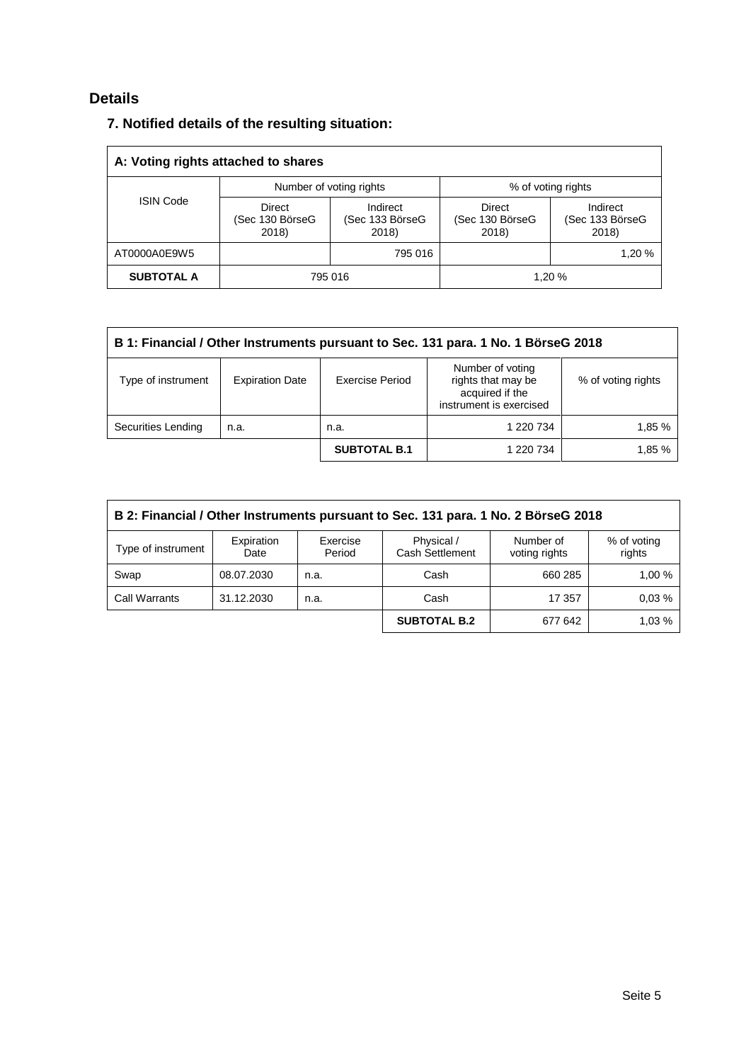## Details

### 7. Notified details of the resulting situation:

| A: Voting rights attached to shares | | | | |
|---|---|---|---|---|
| ISIN Code | Number of voting rights | | % of voting rights | |
| | Direct (Sec 130 BörseG 2018) | Indirect (Sec 133 BörseG 2018) | Direct (Sec 130 BörseG 2018) | Indirect (Sec 133 BörseG 2018) |
| AT0000A0E9W5 | | 795 016 | | 1,20 % |
| **SUBTOTAL A** | 795 016 | | 1,20 % | |

| B 1: Financial / Other Instruments pursuant to Sec. 131 para. 1 No. 1 BörseG 2018 | | | | |
|---|---|---|---|---|
| Type of instrument | Expiration Date | Exercise Period | Number of voting rights that may be acquired if the instrument is exercised | % of voting rights |
| Securities Lending | n.a. | n.a. | 1 220 734 | 1,85 % |
| | | **SUBTOTAL B.1** | 1 220 734 | 1,85 % |

| B 2: Financial / Other Instruments pursuant to Sec. 131 para. 1 No. 2 BörseG 2018 | | | | | |
|---|---|---|---|---|---|
| Type of instrument | Expiration Date | Exercise Period | Physical / Cash Settlement | Number of voting rights | % of voting rights |
| Swap | 08.07.2030 | n.a. | Cash | 660 285 | 1,00 % |
| Call Warrants | 31.12.2030 | n.a. | Cash | 17 357 | 0,03 % |
| | | | **SUBTOTAL B.2** | 677 642 | 1,03 % |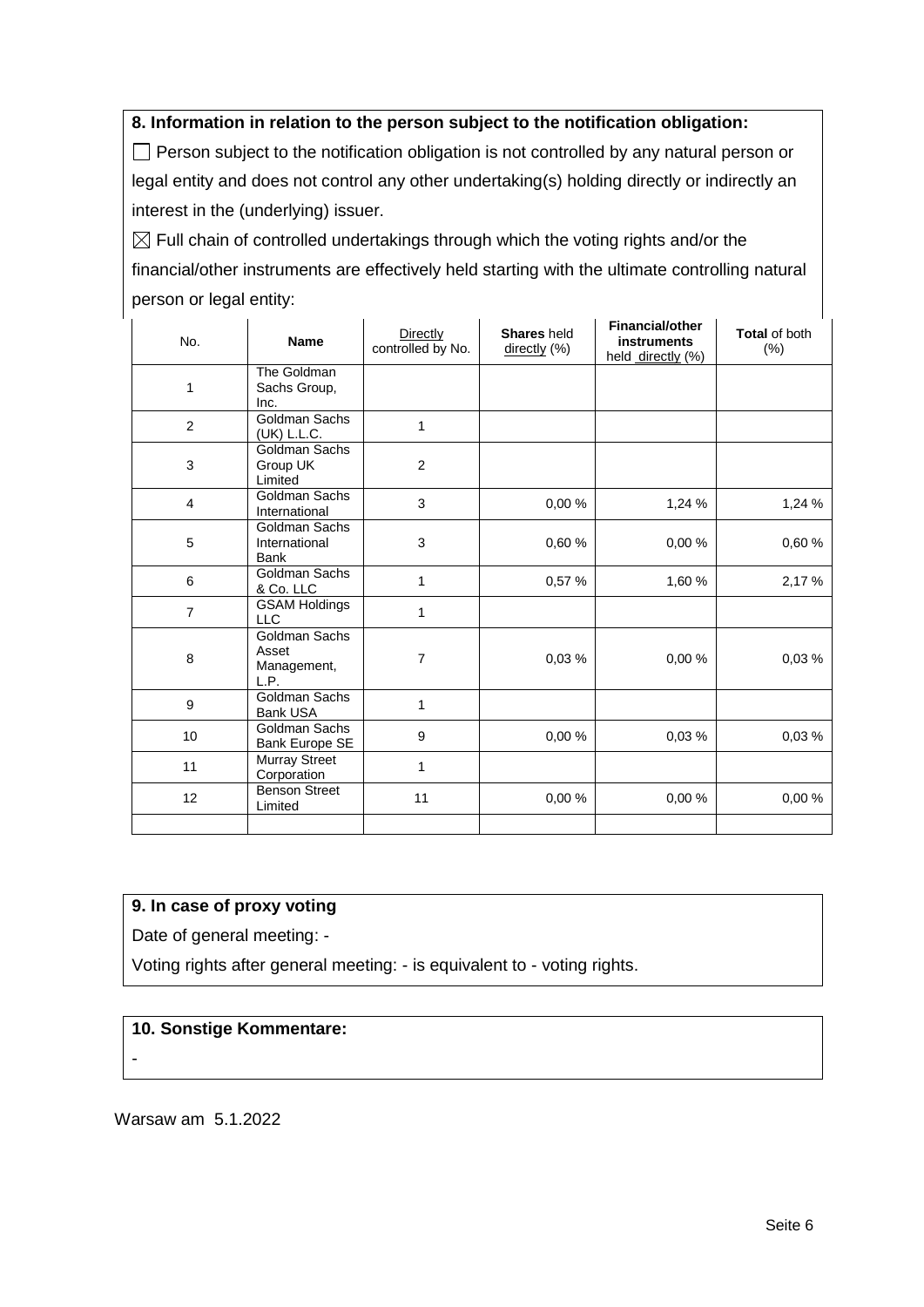**8. Information in relation to the person subject to the notification obligation:**

☐ Person subject to the notification obligation is not controlled by any natural person or legal entity and does not control any other undertaking(s) holding directly or indirectly an interest in the (underlying) issuer.

☒ Full chain of controlled undertakings through which the voting rights and/or the financial/other instruments are effectively held starting with the ultimate controlling natural person or legal entity:

| No. | Name | Directly controlled by No. | **Shares** held directly (%) | **Financial/other instruments** held directly (%) | **Total** of both (%) |
|---|---|---|---|---|---|
| 1 | The Goldman Sachs Group, Inc. | | | | |
| 2 | Goldman Sachs (UK) L.L.C. | 1 | | | |
| 3 | Goldman Sachs Group UK Limited | 2 | | | |
| 4 | Goldman Sachs International | 3 | 0,00 % | 1,24 % | 1,24 % |
| 5 | Goldman Sachs International Bank | 3 | 0,60 % | 0,00 % | 0,60 % |
| 6 | Goldman Sachs & Co. LLC | 1 | 0,57 % | 1,60 % | 2,17 % |
| 7 | GSAM Holdings LLC | 1 | | | |
| 8 | Goldman Sachs Asset Management, L.P. | 7 | 0,03 % | 0,00 % | 0,03 % |
| 9 | Goldman Sachs Bank USA | 1 | | | |
| 10 | Goldman Sachs Bank Europe SE | 9 | 0,00 % | 0,03 % | 0,03 % |
| 11 | Murray Street Corporation | 1 | | | |
| 12 | Benson Street Limited | 11 | 0,00 % | 0,00 % | 0,00 % |
| | | | | | |

**9. In case of proxy voting**

Date of general meeting: -

Voting rights after general meeting: - is equivalent to - voting rights.

**10. Sonstige Kommentare:**

-

Warsaw am 5.1.2022